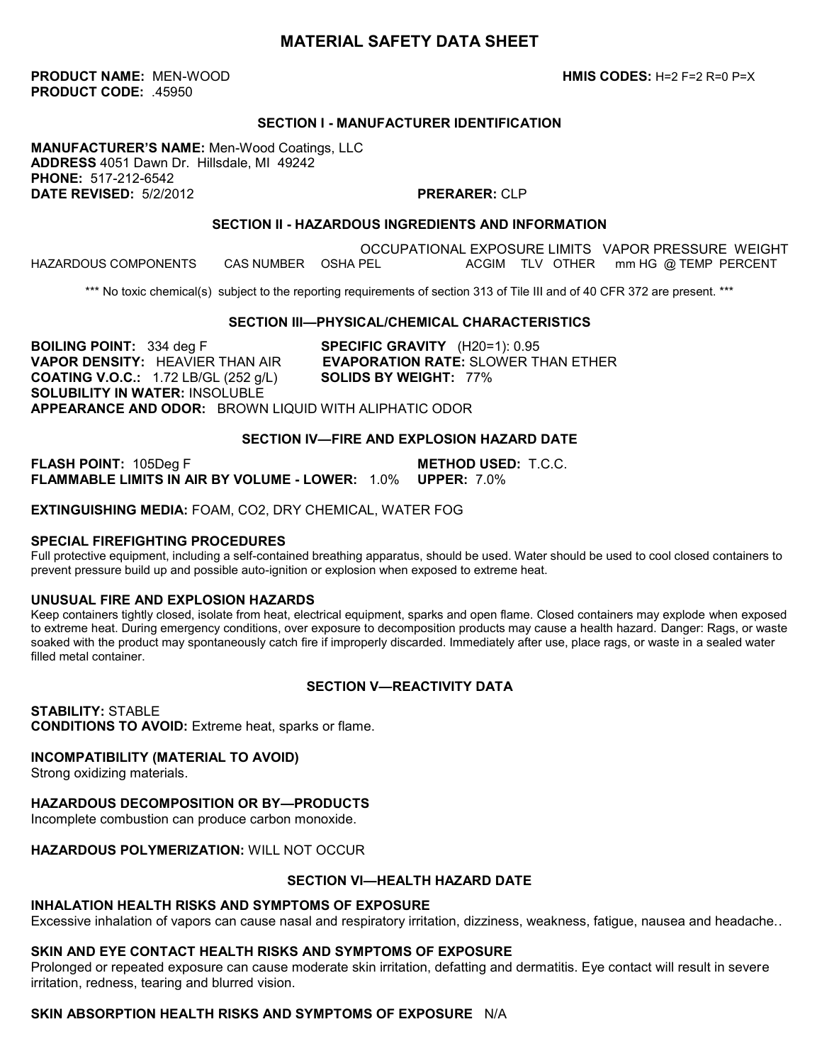# MATERIAL SAFETY DATA SHEET

**PRODUCT NAME:** MEN-WOOD **HMIS CODES:** H=2 F=2 R=0 P=X
**PRODUCT CODE:** .45950

## SECTION I - MANUFACTURER IDENTIFICATION

**MANUFACTURER'S NAME:** Men-Wood Coatings, LLC
**ADDRESS** 4051 Dawn Dr. Hillsdale, MI 49242
**PHONE:** 517-212-6542
**DATE REVISED:** 5/2/2012 **PRERARER:** CLP

## SECTION II - HAZARDOUS INGREDIENTS AND INFORMATION

| HAZARDOUS COMPONENTS | CAS NUMBER | OCCUPATIONAL EXPOSURE LIMITS OSHA PEL | ACGIM TLV | OTHER | VAPOR PRESSURE mm HG @ TEMP | WEIGHT PERCENT |
|---|---|---|---|---|---|---|

\*\*\* No toxic chemical(s) subject to the reporting requirements of section 313 of Tile III and of 40 CFR 372 are present. \*\*\*

## SECTION III—PHYSICAL/CHEMICAL CHARACTERISTICS

**BOILING POINT:** 334 deg F
**SPECIFIC GRAVITY** (H20=1): 0.95
**VAPOR DENSITY:** HEAVIER THAN AIR
**EVAPORATION RATE:** SLOWER THAN ETHER
**COATING V.O.C.:** 1.72 LB/GL (252 g/L)
**SOLIDS BY WEIGHT:** 77%
**SOLUBILITY IN WATER:** INSOLUBLE
**APPEARANCE AND ODOR:** BROWN LIQUID WITH ALIPHATIC ODOR

## SECTION IV—FIRE AND EXPLOSION HAZARD DATE

**FLASH POINT:** 105Deg F **METHOD USED:** T.C.C.
**FLAMMABLE LIMITS IN AIR BY VOLUME - LOWER:** 1.0% **UPPER:** 7.0%

**EXTINGUISHING MEDIA:** FOAM, CO2, DRY CHEMICAL, WATER FOG

### SPECIAL FIREFIGHTING PROCEDURES

Full protective equipment, including a self-contained breathing apparatus, should be used. Water should be used to cool closed containers to prevent pressure build up and possible auto-ignition or explosion when exposed to extreme heat.

### UNUSUAL FIRE AND EXPLOSION HAZARDS

Keep containers tightly closed, isolate from heat, electrical equipment, sparks and open flame. Closed containers may explode when exposed to extreme heat. During emergency conditions, over exposure to decomposition products may cause a health hazard. Danger: Rags, or waste soaked with the product may spontaneously catch fire if improperly discarded. Immediately after use, place rags, or waste in a sealed water filled metal container.

## SECTION V—REACTIVITY DATA

**STABILITY:** STABLE
**CONDITIONS TO AVOID:** Extreme heat, sparks or flame.

### INCOMPATIBILITY (MATERIAL TO AVOID)

Strong oxidizing materials.

### HAZARDOUS DECOMPOSITION OR BY—PRODUCTS

Incomplete combustion can produce carbon monoxide.

**HAZARDOUS POLYMERIZATION:** WILL NOT OCCUR

## SECTION VI—HEALTH HAZARD DATE

### INHALATION HEALTH RISKS AND SYMPTOMS OF EXPOSURE

Excessive inhalation of vapors can cause nasal and respiratory irritation, dizziness, weakness, fatigue, nausea and headache..

### SKIN AND EYE CONTACT HEALTH RISKS AND SYMPTOMS OF EXPOSURE

Prolonged or repeated exposure can cause moderate skin irritation, defatting and dermatitis. Eye contact will result in severe irritation, redness, tearing and blurred vision.

### SKIN ABSORPTION HEALTH RISKS AND SYMPTOMS OF EXPOSURE N/A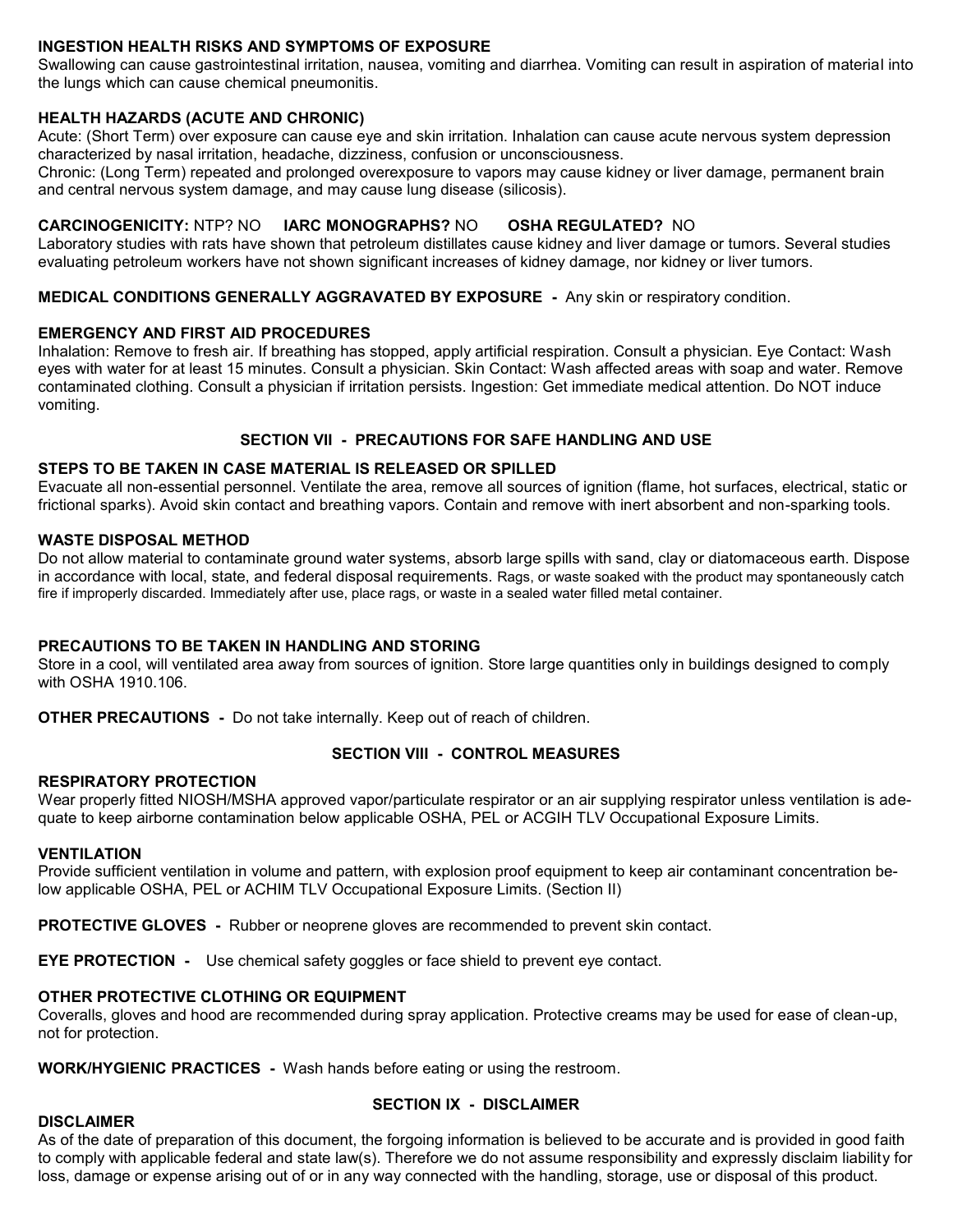**INGESTION HEALTH RISKS AND SYMPTOMS OF EXPOSURE**
Swallowing can cause gastrointestinal irritation, nausea, vomiting and diarrhea. Vomiting can result in aspiration of material into the lungs which can cause chemical pneumonitis.

**HEALTH HAZARDS (ACUTE AND CHRONIC)**
Acute: (Short Term) over exposure can cause eye and skin irritation. Inhalation can cause acute nervous system depression characterized by nasal irritation, headache, dizziness, confusion or unconsciousness.
Chronic: (Long Term) repeated and prolonged overexposure to vapors may cause kidney or liver damage, permanent brain and central nervous system damage, and may cause lung disease (silicosis).

**CARCINOGENICITY:** NTP? NO **IARC MONOGRAPHS?** NO **OSHA REGULATED?** NO
Laboratory studies with rats have shown that petroleum distillates cause kidney and liver damage or tumors. Several studies evaluating petroleum workers have not shown significant increases of kidney damage, nor kidney or liver tumors.

**MEDICAL CONDITIONS GENERALLY AGGRAVATED BY EXPOSURE -** Any skin or respiratory condition.

**EMERGENCY AND FIRST AID PROCEDURES**
Inhalation: Remove to fresh air. If breathing has stopped, apply artificial respiration. Consult a physician. Eye Contact: Wash eyes with water for at least 15 minutes. Consult a physician. Skin Contact: Wash affected areas with soap and water. Remove contaminated clothing. Consult a physician if irritation persists. Ingestion: Get immediate medical attention. Do NOT induce vomiting.

## SECTION VII - PRECAUTIONS FOR SAFE HANDLING AND USE

**STEPS TO BE TAKEN IN CASE MATERIAL IS RELEASED OR SPILLED**
Evacuate all non-essential personnel. Ventilate the area, remove all sources of ignition (flame, hot surfaces, electrical, static or frictional sparks). Avoid skin contact and breathing vapors. Contain and remove with inert absorbent and non-sparking tools.

**WASTE DISPOSAL METHOD**
Do not allow material to contaminate ground water systems, absorb large spills with sand, clay or diatomaceous earth. Dispose in accordance with local, state, and federal disposal requirements. Rags, or waste soaked with the product may spontaneously catch fire if improperly discarded. Immediately after use, place rags, or waste in a sealed water filled metal container.

**PRECAUTIONS TO BE TAKEN IN HANDLING AND STORING**
Store in a cool, will ventilated area away from sources of ignition. Store large quantities only in buildings designed to comply with OSHA 1910.106.

**OTHER PRECAUTIONS -** Do not take internally. Keep out of reach of children.

## SECTION VIII - CONTROL MEASURES

**RESPIRATORY PROTECTION**
Wear properly fitted NIOSH/MSHA approved vapor/particulate respirator or an air supplying respirator unless ventilation is adequate to keep airborne contamination below applicable OSHA, PEL or ACGIH TLV Occupational Exposure Limits.

**VENTILATION**
Provide sufficient ventilation in volume and pattern, with explosion proof equipment to keep air contaminant concentration below applicable OSHA, PEL or ACHIM TLV Occupational Exposure Limits. (Section II)

**PROTECTIVE GLOVES -** Rubber or neoprene gloves are recommended to prevent skin contact.

**EYE PROTECTION -** Use chemical safety goggles or face shield to prevent eye contact.

**OTHER PROTECTIVE CLOTHING OR EQUIPMENT**
Coveralls, gloves and hood are recommended during spray application. Protective creams may be used for ease of clean-up, not for protection.

**WORK/HYGIENIC PRACTICES -** Wash hands before eating or using the restroom.

## SECTION IX - DISCLAIMER

**DISCLAIMER**
As of the date of preparation of this document, the forgoing information is believed to be accurate and is provided in good faith to comply with applicable federal and state law(s). Therefore we do not assume responsibility and expressly disclaim liability for loss, damage or expense arising out of or in any way connected with the handling, storage, use or disposal of this product.